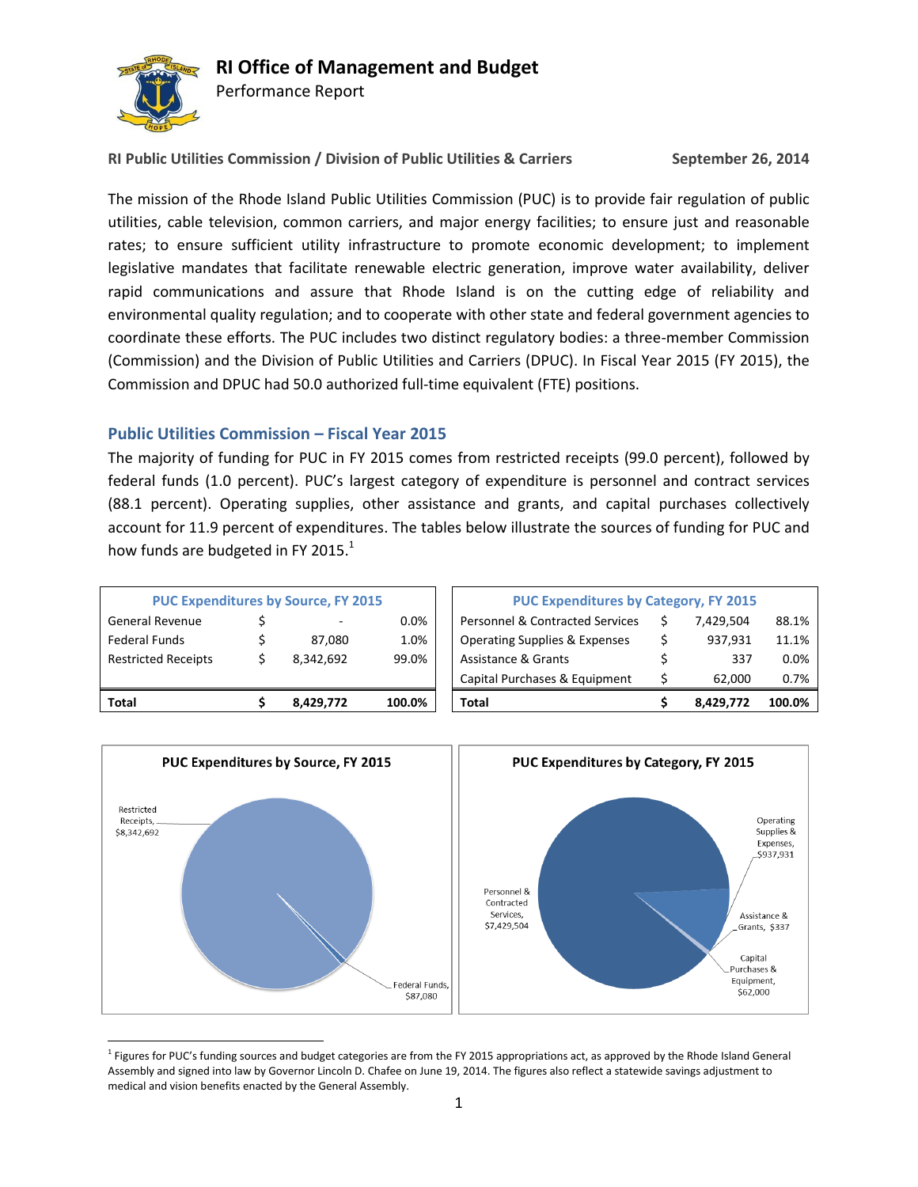# RI Office of Management and Budget

Performance Report

**RI Public Utilities Commission / Division of Public Utilities & Carriers** **September 26, 2014**

The mission of the Rhode Island Public Utilities Commission (PUC) is to provide fair regulation of public utilities, cable television, common carriers, and major energy facilities; to ensure just and reasonable rates; to ensure sufficient utility infrastructure to promote economic development; to implement legislative mandates that facilitate renewable electric generation, improve water availability, deliver rapid communications and assure that Rhode Island is on the cutting edge of reliability and environmental quality regulation; and to cooperate with other state and federal government agencies to coordinate these efforts. The PUC includes two distinct regulatory bodies: a three-member Commission (Commission) and the Division of Public Utilities and Carriers (DPUC). In Fiscal Year 2015 (FY 2015), the Commission and DPUC had 50.0 authorized full-time equivalent (FTE) positions.

## Public Utilities Commission – Fiscal Year 2015

The majority of funding for PUC in FY 2015 comes from restricted receipts (99.0 percent), followed by federal funds (1.0 percent). PUC's largest category of expenditure is personnel and contract services (88.1 percent). Operating supplies, other assistance and grants, and capital purchases collectively account for 11.9 percent of expenditures. The tables below illustrate the sources of funding for PUC and how funds are budgeted in FY 2015.[1]

| PUC Expenditures by Source, FY 2015 | | | |
|---|---|---|---|
| General Revenue | $ | - | 0.0% |
| Federal Funds | $ | 87,080 | 1.0% |
| Restricted Receipts | $ | 8,342,692 | 99.0% |
| **Total** | **$** | **8,429,772** | **100.0%** |

| PUC Expenditures by Category, FY 2015 | | | |
|---|---|---|---|
| Personnel & Contracted Services | $ | 7,429,504 | 88.1% |
| Operating Supplies & Expenses | $ | 937,931 | 11.1% |
| Assistance & Grants | $ | 337 | 0.0% |
| Capital Purchases & Equipment | $ | 62,000 | 0.7% |
| **Total** | **$** | **8,429,772** | **100.0%** |

**PUC Expenditures by Source, FY 2015**

Restricted Receipts, $8,342,692; Federal Funds, $87,080

**PUC Expenditures by Category, FY 2015**

Personnel & Contracted Services, $7,429,504; Operating Supplies & Expenses, $937,931; Assistance & Grants, $337; Capital Purchases & Equipment, $62,000

[1] Figures for PUC's funding sources and budget categories are from the FY 2015 appropriations act, as approved by the Rhode Island General Assembly and signed into law by Governor Lincoln D. Chafee on June 19, 2014. The figures also reflect a statewide savings adjustment to medical and vision benefits enacted by the General Assembly.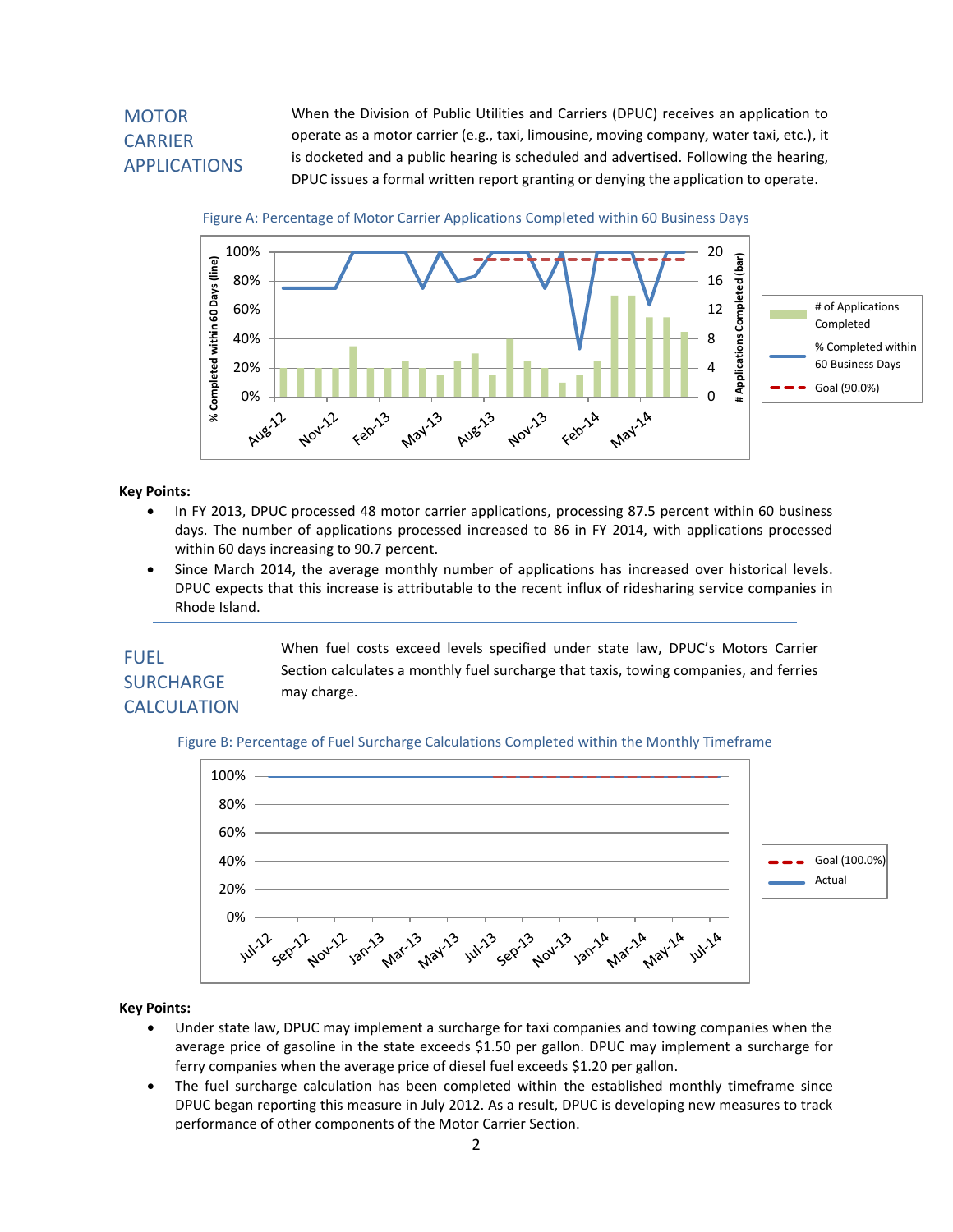## MOTOR CARRIER APPLICATIONS

When the Division of Public Utilities and Carriers (DPUC) receives an application to operate as a motor carrier (e.g., taxi, limousine, moving company, water taxi, etc.), it is docketed and a public hearing is scheduled and advertised. Following the hearing, DPUC issues a formal written report granting or denying the application to operate.

Figure A: Percentage of Motor Carrier Applications Completed within 60 Business Days

**Key Points:**

- In FY 2013, DPUC processed 48 motor carrier applications, processing 87.5 percent within 60 business days. The number of applications processed increased to 86 in FY 2014, with applications processed within 60 days increasing to 90.7 percent.
- Since March 2014, the average monthly number of applications has increased over historical levels. DPUC expects that this increase is attributable to the recent influx of ridesharing service companies in Rhode Island.

## FUEL SURCHARGE CALCULATION

When fuel costs exceed levels specified under state law, DPUC's Motors Carrier Section calculates a monthly fuel surcharge that taxis, towing companies, and ferries may charge.

Figure B: Percentage of Fuel Surcharge Calculations Completed within the Monthly Timeframe

**Key Points:**

- Under state law, DPUC may implement a surcharge for taxi companies and towing companies when the average price of gasoline in the state exceeds $1.50 per gallon. DPUC may implement a surcharge for ferry companies when the average price of diesel fuel exceeds $1.20 per gallon.
- The fuel surcharge calculation has been completed within the established monthly timeframe since DPUC began reporting this measure in July 2012. As a result, DPUC is developing new measures to track performance of other components of the Motor Carrier Section.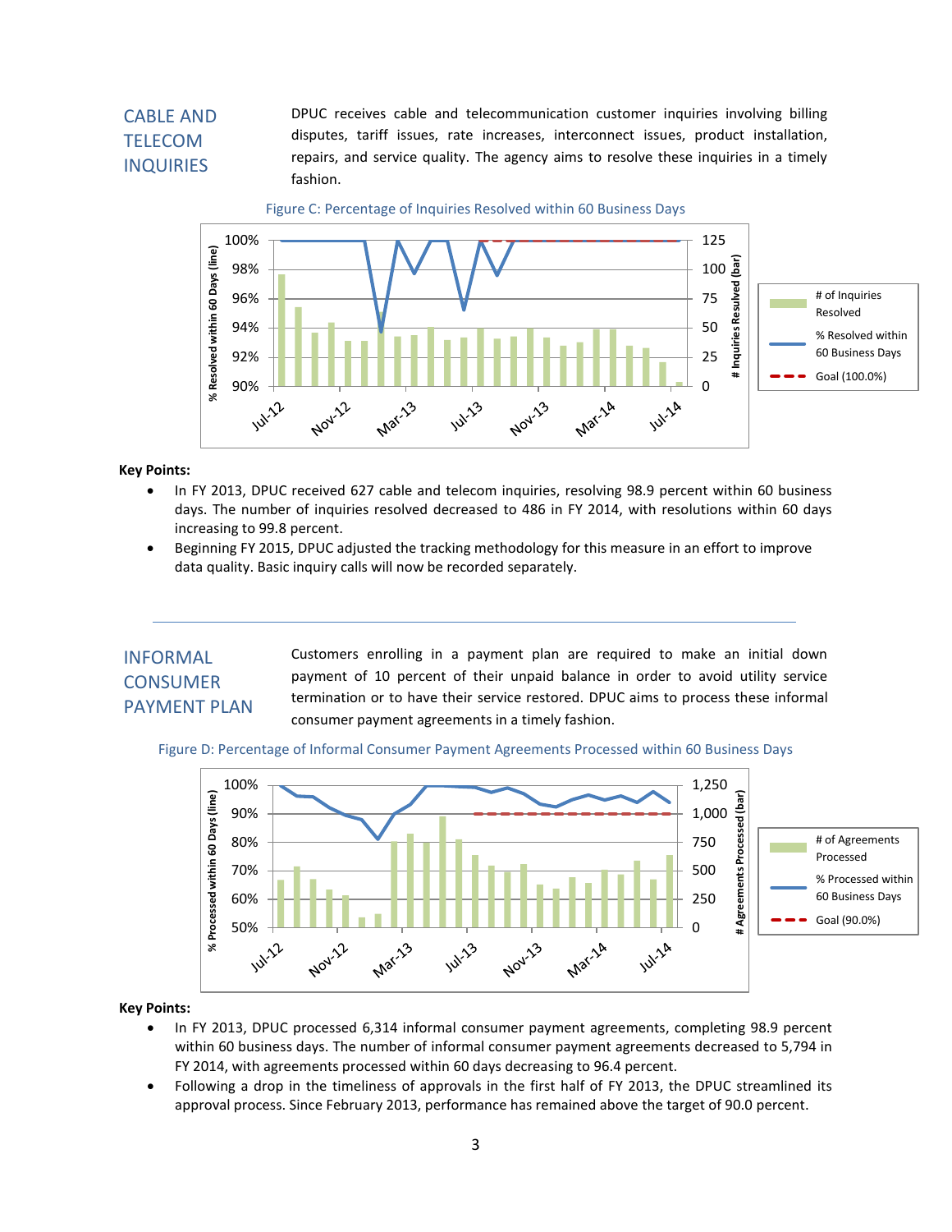## CABLE AND TELECOM INQUIRIES

DPUC receives cable and telecommunication customer inquiries involving billing disputes, tariff issues, rate increases, interconnect issues, product installation, repairs, and service quality. The agency aims to resolve these inquiries in a timely fashion.

Figure C: Percentage of Inquiries Resolved within 60 Business Days

**Key Points:**

- In FY 2013, DPUC received 627 cable and telecom inquiries, resolving 98.9 percent within 60 business days. The number of inquiries resolved decreased to 486 in FY 2014, with resolutions within 60 days increasing to 99.8 percent.
- Beginning FY 2015, DPUC adjusted the tracking methodology for this measure in an effort to improve data quality. Basic inquiry calls will now be recorded separately.

---

## INFORMAL CONSUMER PAYMENT PLAN

Customers enrolling in a payment plan are required to make an initial down payment of 10 percent of their unpaid balance in order to avoid utility service termination or to have their service restored. DPUC aims to process these informal consumer payment agreements in a timely fashion.

Figure D: Percentage of Informal Consumer Payment Agreements Processed within 60 Business Days

**Key Points:**

- In FY 2013, DPUC processed 6,314 informal consumer payment agreements, completing 98.9 percent within 60 business days. The number of informal consumer payment agreements decreased to 5,794 in FY 2014, with agreements processed within 60 days decreasing to 96.4 percent.
- Following a drop in the timeliness of approvals in the first half of FY 2013, the DPUC streamlined its approval process. Since February 2013, performance has remained above the target of 90.0 percent.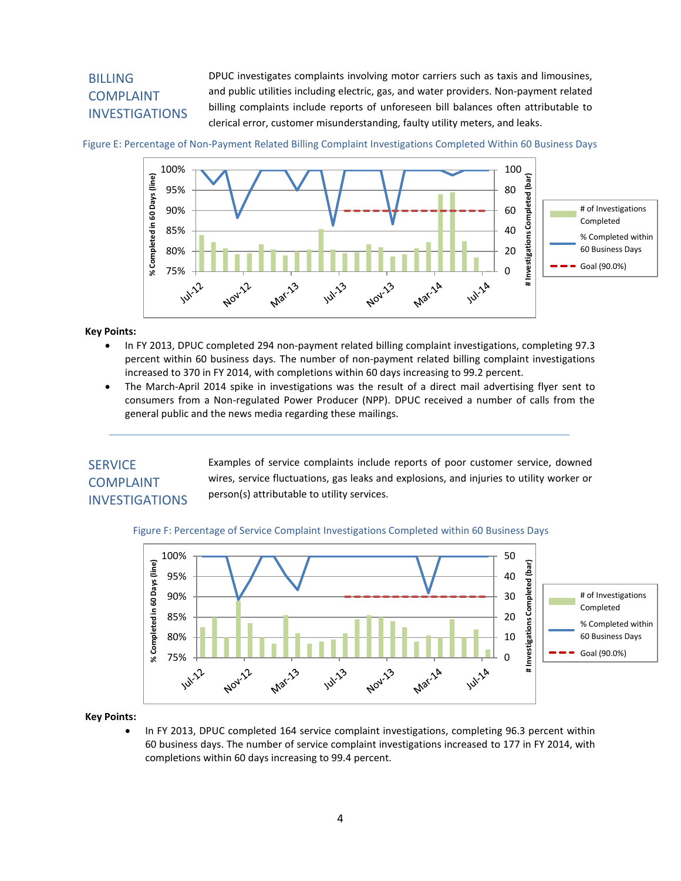## BILLING COMPLAINT INVESTIGATIONS

DPUC investigates complaints involving motor carriers such as taxis and limousines, and public utilities including electric, gas, and water providers. Non-payment related billing complaints include reports of unforeseen bill balances often attributable to clerical error, customer misunderstanding, faulty utility meters, and leaks.

Figure E: Percentage of Non-Payment Related Billing Complaint Investigations Completed Within 60 Business Days

% Completed in 60 Days (line)
100%
95%
90%
85%
80%
75%

# Investigations Completed (bar)
100
80
60
40
20
0

Jul-12
Nov-12
Mar-13
Jul-13
Nov-13
Mar-14
Jul-14

# of Investigations Completed
% Completed within 60 Business Days
Goal (90.0%)

**Key Points:**

- In FY 2013, DPUC completed 294 non-payment related billing complaint investigations, completing 97.3 percent within 60 business days. The number of non-payment related billing complaint investigations increased to 370 in FY 2014, with completions within 60 days increasing to 99.2 percent.
- The March-April 2014 spike in investigations was the result of a direct mail advertising flyer sent to consumers from a Non-regulated Power Producer (NPP). DPUC received a number of calls from the general public and the news media regarding these mailings.

## SERVICE COMPLAINT INVESTIGATIONS

Examples of service complaints include reports of poor customer service, downed wires, service fluctuations, gas leaks and explosions, and injuries to utility worker or person(s) attributable to utility services.

Figure F: Percentage of Service Complaint Investigations Completed within 60 Business Days

% Completed in 60 Days (line)
100%
95%
90%
85%
80%
75%

# Investigations Completed (bar)
50
40
30
20
10
0

Jul-12
Nov-12
Mar-13
Jul-13
Nov-13
Mar-14
Jul-14

# of Investigations Completed
% Completed within 60 Business Days
Goal (90.0%)

**Key Points:**

- In FY 2013, DPUC completed 164 service complaint investigations, completing 96.3 percent within 60 business days. The number of service complaint investigations increased to 177 in FY 2014, with completions within 60 days increasing to 99.4 percent.